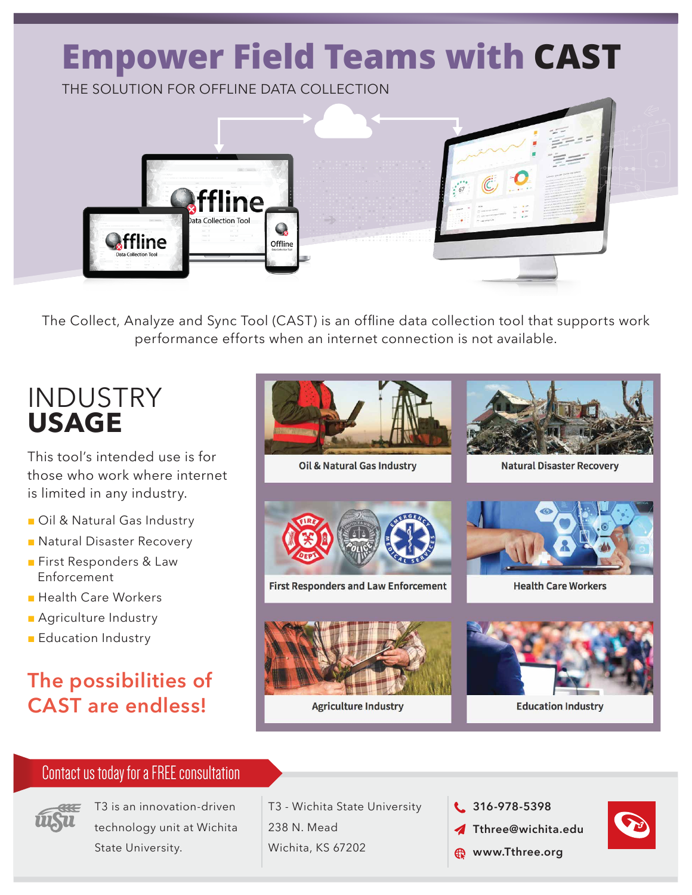# Empower Field Teams with CAST

THE SOLUTION FOR OFFLINE DATA COLLECTION

The Collect, Analyze and Sync Tool (CAST) is an offline data collection tool that supports work performance efforts when an internet connection is not available.

## INDUSTRY USAGE

This tool's intended use is for those who work where internet is limited in any industry.

- Oil & Natural Gas Industry
- Natural Disaster Recovery
- First Responders & Law Enforcement
- Health Care Workers
- Agriculture Industry
- Education Industry

**The possibilities of CAST are endless!**

Oil & Natural Gas Industry

Natural Disaster Recovery

First Responders and Law Enforcement

Health Care Workers

Agriculture Industry

Education Industry

## Contact us today for a FREE consultation

T3 is an innovation-driven technology unit at Wichita State University.

T3 - Wichita State University
238 N. Mead
Wichita, KS 67202

316-978-5398
Tthree@wichita.edu
www.Tthree.org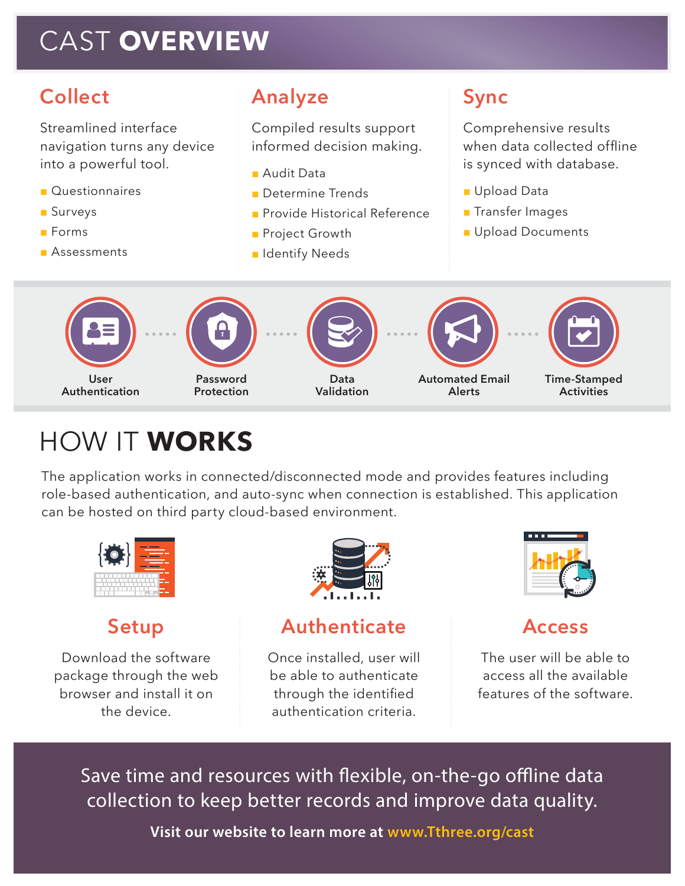# CAST **OVERVIEW**

## Collect

Streamlined interface navigation turns any device into a powerful tool.

- Questionnaires
- Surveys
- Forms
- Assessments

## Analyze

Compiled results support informed decision making.

- Audit Data
- Determine Trends
- Provide Historical Reference
- Project Growth
- Identify Needs

## Sync

Comprehensive results when data collected offline is synced with database.

- Upload Data
- Transfer Images
- Upload Documents

**User Authentication**

**Password Protection**

**Data Validation**

**Automated Email Alerts**

**Time-Stamped Activities**

# HOW IT **WORKS**

The application works in connected/disconnected mode and provides features including role-based authentication, and auto-sync when connection is established. This application can be hosted on third party cloud-based environment.

## Setup

Download the software package through the web browser and install it on the device.

## Authenticate

Once installed, user will be able to authenticate through the identified authentication criteria.

## Access

The user will be able to access all the available features of the software.

Save time and resources with flexible, on-the-go offline data collection to keep better records and improve data quality.

**Visit our website to learn more at www.Tthree.org/cast**